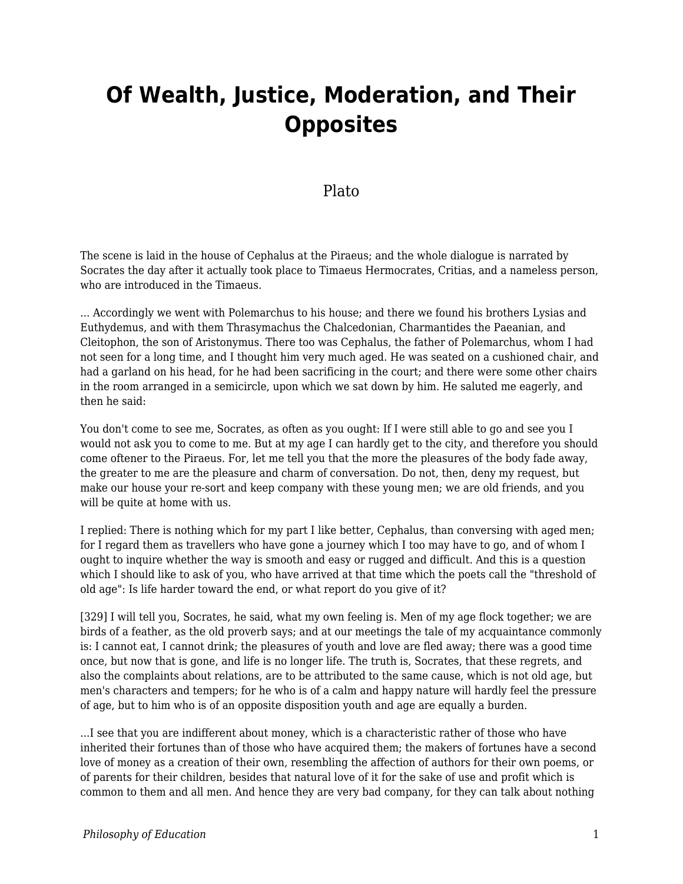# Of Wealth, Justice, Moderation, and Their Opposites

Plato

The scene is laid in the house of Cephalus at the Piraeus; and the whole dialogue is narrated by Socrates the day after it actually took place to Timaeus Hermocrates, Critias, and a nameless person, who are introduced in the Timaeus.

... Accordingly we went with Polemarchus to his house; and there we found his brothers Lysias and Euthydemus, and with them Thrasymachus the Chalcedonian, Charmantides the Paeanian, and Cleitophon, the son of Aristonymus. There too was Cephalus, the father of Polemarchus, whom I had not seen for a long time, and I thought him very much aged. He was seated on a cushioned chair, and had a garland on his head, for he had been sacrificing in the court; and there were some other chairs in the room arranged in a semicircle, upon which we sat down by him. He saluted me eagerly, and then he said:

You don't come to see me, Socrates, as often as you ought: If I were still able to go and see you I would not ask you to come to me. But at my age I can hardly get to the city, and therefore you should come oftener to the Piraeus. For, let me tell you that the more the pleasures of the body fade away, the greater to me are the pleasure and charm of conversation. Do not, then, deny my request, but make our house your re-sort and keep company with these young men; we are old friends, and you will be quite at home with us.

I replied: There is nothing which for my part I like better, Cephalus, than conversing with aged men; for I regard them as travellers who have gone a journey which I too may have to go, and of whom I ought to inquire whether the way is smooth and easy or rugged and difficult. And this is a question which I should like to ask of you, who have arrived at that time which the poets call the "threshold of old age": Is life harder toward the end, or what report do you give of it?

[329] I will tell you, Socrates, he said, what my own feeling is. Men of my age flock together; we are birds of a feather, as the old proverb says; and at our meetings the tale of my acquaintance commonly is: I cannot eat, I cannot drink; the pleasures of youth and love are fled away; there was a good time once, but now that is gone, and life is no longer life. The truth is, Socrates, that these regrets, and also the complaints about relations, are to be attributed to the same cause, which is not old age, but men's characters and tempers; for he who is of a calm and happy nature will hardly feel the pressure of age, but to him who is of an opposite disposition youth and age are equally a burden.

...I see that you are indifferent about money, which is a characteristic rather of those who have inherited their fortunes than of those who have acquired them; the makers of fortunes have a second love of money as a creation of their own, resembling the affection of authors for their own poems, or of parents for their children, besides that natural love of it for the sake of use and profit which is common to them and all men. And hence they are very bad company, for they can talk about nothing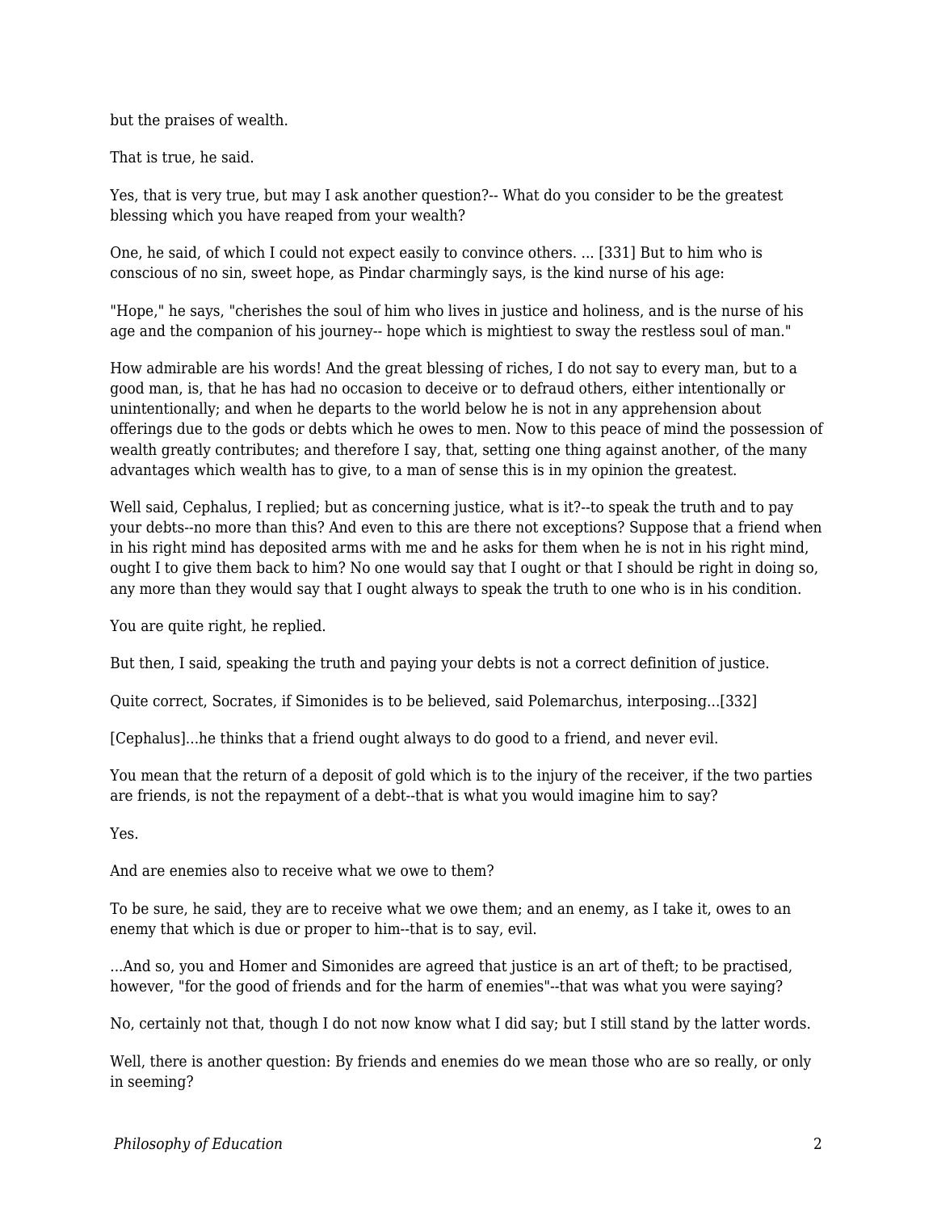but the praises of wealth.

That is true, he said.

Yes, that is very true, but may I ask another question?-- What do you consider to be the greatest blessing which you have reaped from your wealth?

One, he said, of which I could not expect easily to convince others. ... [331] But to him who is conscious of no sin, sweet hope, as Pindar charmingly says, is the kind nurse of his age:

"Hope," he says, "cherishes the soul of him who lives in justice and holiness, and is the nurse of his age and the companion of his journey-- hope which is mightiest to sway the restless soul of man."

How admirable are his words! And the great blessing of riches, I do not say to every man, but to a good man, is, that he has had no occasion to deceive or to defraud others, either intentionally or unintentionally; and when he departs to the world below he is not in any apprehension about offerings due to the gods or debts which he owes to men. Now to this peace of mind the possession of wealth greatly contributes; and therefore I say, that, setting one thing against another, of the many advantages which wealth has to give, to a man of sense this is in my opinion the greatest.

Well said, Cephalus, I replied; but as concerning justice, what is it?--to speak the truth and to pay your debts--no more than this? And even to this are there not exceptions? Suppose that a friend when in his right mind has deposited arms with me and he asks for them when he is not in his right mind, ought I to give them back to him? No one would say that I ought or that I should be right in doing so, any more than they would say that I ought always to speak the truth to one who is in his condition.

You are quite right, he replied.

But then, I said, speaking the truth and paying your debts is not a correct definition of justice.

Quite correct, Socrates, if Simonides is to be believed, said Polemarchus, interposing...[332]

[Cephalus]...he thinks that a friend ought always to do good to a friend, and never evil.

You mean that the return of a deposit of gold which is to the injury of the receiver, if the two parties are friends, is not the repayment of a debt--that is what you would imagine him to say?

Yes.

And are enemies also to receive what we owe to them?

To be sure, he said, they are to receive what we owe them; and an enemy, as I take it, owes to an enemy that which is due or proper to him--that is to say, evil.

...And so, you and Homer and Simonides are agreed that justice is an art of theft; to be practised, however, "for the good of friends and for the harm of enemies"--that was what you were saying?

No, certainly not that, though I do not now know what I did say; but I still stand by the latter words.

Well, there is another question: By friends and enemies do we mean those who are so really, or only in seeming?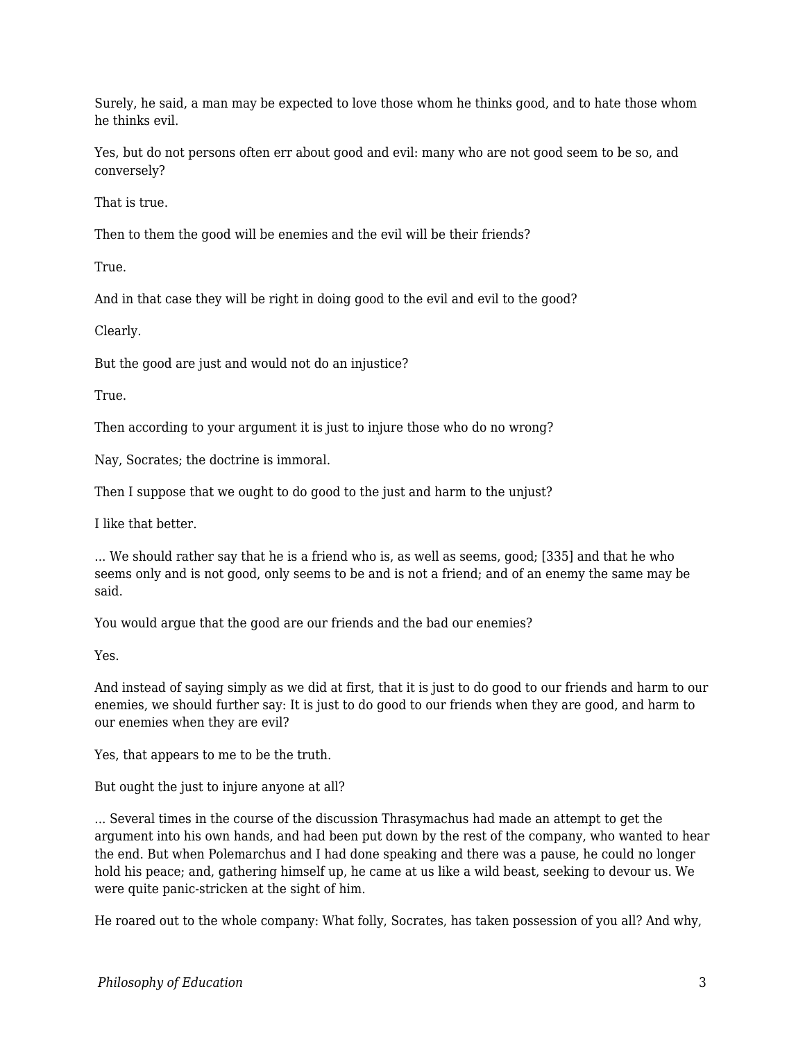Surely, he said, a man may be expected to love those whom he thinks good, and to hate those whom he thinks evil.

Yes, but do not persons often err about good and evil: many who are not good seem to be so, and conversely?

That is true.

Then to them the good will be enemies and the evil will be their friends?

True.

And in that case they will be right in doing good to the evil and evil to the good?

Clearly.

But the good are just and would not do an injustice?

True.

Then according to your argument it is just to injure those who do no wrong?

Nay, Socrates; the doctrine is immoral.

Then I suppose that we ought to do good to the just and harm to the unjust?

I like that better.

... We should rather say that he is a friend who is, as well as seems, good; [335] and that he who seems only and is not good, only seems to be and is not a friend; and of an enemy the same may be said.

You would argue that the good are our friends and the bad our enemies?

Yes.

And instead of saying simply as we did at first, that it is just to do good to our friends and harm to our enemies, we should further say: It is just to do good to our friends when they are good, and harm to our enemies when they are evil?

Yes, that appears to me to be the truth.

But ought the just to injure anyone at all?

... Several times in the course of the discussion Thrasymachus had made an attempt to get the argument into his own hands, and had been put down by the rest of the company, who wanted to hear the end. But when Polemarchus and I had done speaking and there was a pause, he could no longer hold his peace; and, gathering himself up, he came at us like a wild beast, seeking to devour us. We were quite panic-stricken at the sight of him.

He roared out to the whole company: What folly, Socrates, has taken possession of you all? And why,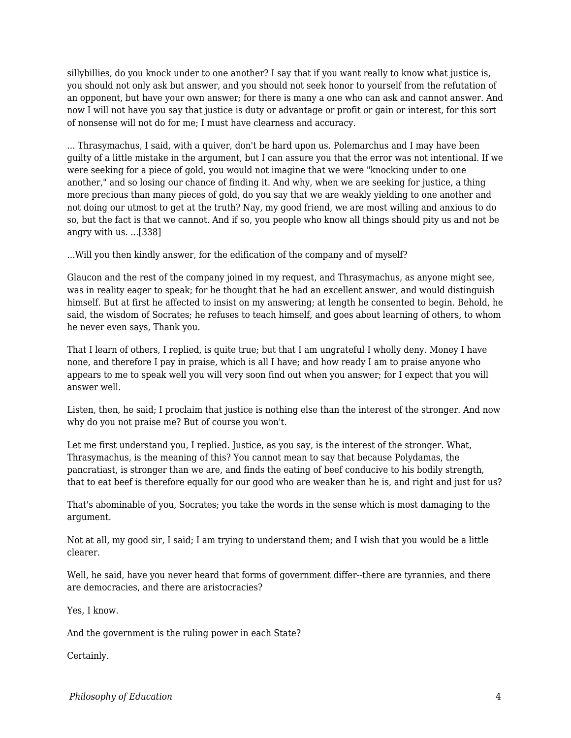sillybillies, do you knock under to one another? I say that if you want really to know what justice is, you should not only ask but answer, and you should not seek honor to yourself from the refutation of an opponent, but have your own answer; for there is many a one who can ask and cannot answer. And now I will not have you say that justice is duty or advantage or profit or gain or interest, for this sort of nonsense will not do for me; I must have clearness and accuracy.

... Thrasymachus, I said, with a quiver, don't be hard upon us. Polemarchus and I may have been guilty of a little mistake in the argument, but I can assure you that the error was not intentional. If we were seeking for a piece of gold, you would not imagine that we were "knocking under to one another," and so losing our chance of finding it. And why, when we are seeking for justice, a thing more precious than many pieces of gold, do you say that we are weakly yielding to one another and not doing our utmost to get at the truth? Nay, my good friend, we are most willing and anxious to do so, but the fact is that we cannot. And if so, you people who know all things should pity us and not be angry with us. ...[338]

...Will you then kindly answer, for the edification of the company and of myself?

Glaucon and the rest of the company joined in my request, and Thrasymachus, as anyone might see, was in reality eager to speak; for he thought that he had an excellent answer, and would distinguish himself. But at first he affected to insist on my answering; at length he consented to begin. Behold, he said, the wisdom of Socrates; he refuses to teach himself, and goes about learning of others, to whom he never even says, Thank you.

That I learn of others, I replied, is quite true; but that I am ungrateful I wholly deny. Money I have none, and therefore I pay in praise, which is all I have; and how ready I am to praise anyone who appears to me to speak well you will very soon find out when you answer; for I expect that you will answer well.

Listen, then, he said; I proclaim that justice is nothing else than the interest of the stronger. And now why do you not praise me? But of course you won't.

Let me first understand you, I replied. Justice, as you say, is the interest of the stronger. What, Thrasymachus, is the meaning of this? You cannot mean to say that because Polydamas, the pancratiast, is stronger than we are, and finds the eating of beef conducive to his bodily strength, that to eat beef is therefore equally for our good who are weaker than he is, and right and just for us?

That's abominable of you, Socrates; you take the words in the sense which is most damaging to the argument.

Not at all, my good sir, I said; I am trying to understand them; and I wish that you would be a little clearer.

Well, he said, have you never heard that forms of government differ--there are tyrannies, and there are democracies, and there are aristocracies?

Yes, I know.

And the government is the ruling power in each State?

Certainly.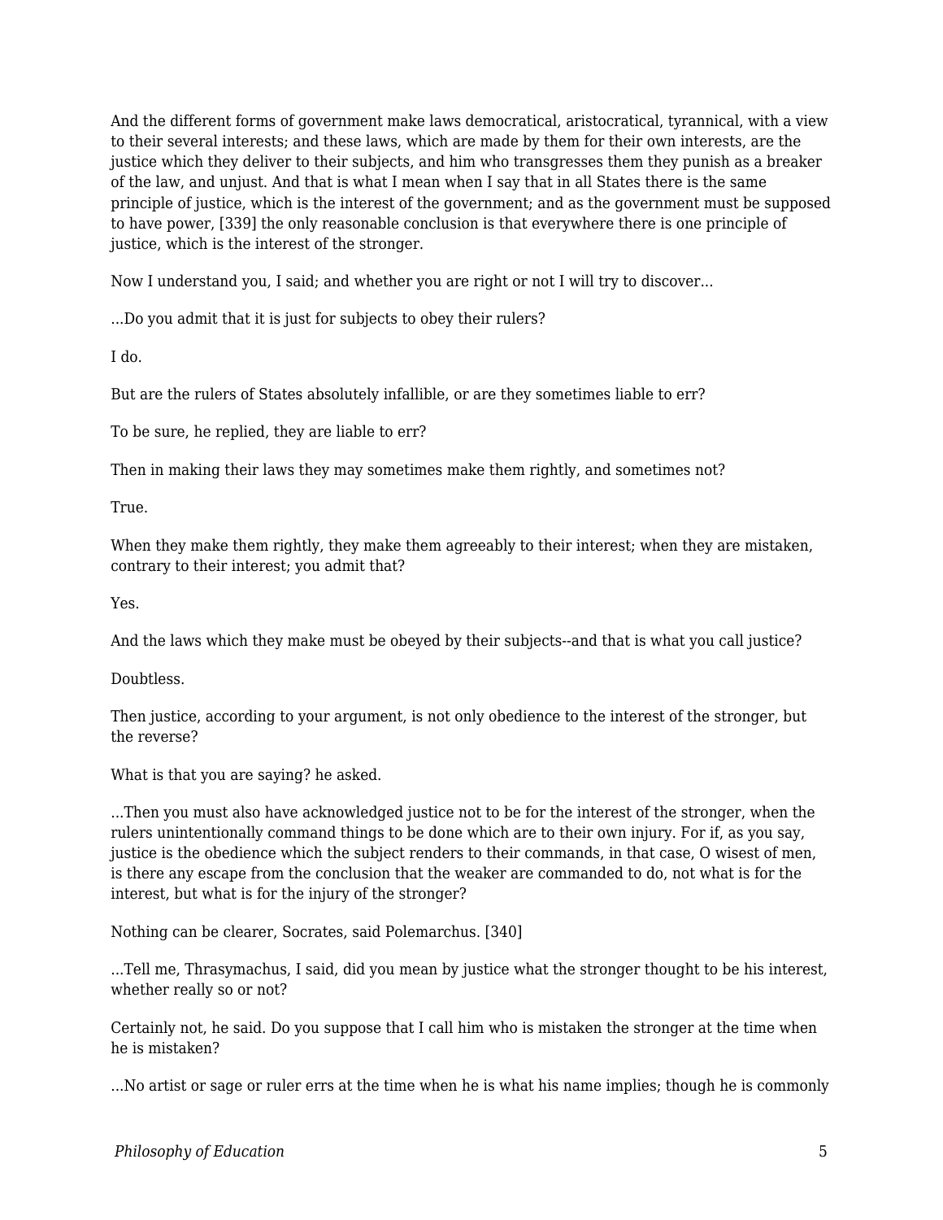And the different forms of government make laws democratical, aristocratical, tyrannical, with a view to their several interests; and these laws, which are made by them for their own interests, are the justice which they deliver to their subjects, and him who transgresses them they punish as a breaker of the law, and unjust. And that is what I mean when I say that in all States there is the same principle of justice, which is the interest of the government; and as the government must be supposed to have power, [339] the only reasonable conclusion is that everywhere there is one principle of justice, which is the interest of the stronger.

Now I understand you, I said; and whether you are right or not I will try to discover...

...Do you admit that it is just for subjects to obey their rulers?

I do.

But are the rulers of States absolutely infallible, or are they sometimes liable to err?

To be sure, he replied, they are liable to err?

Then in making their laws they may sometimes make them rightly, and sometimes not?

True.

When they make them rightly, they make them agreeably to their interest; when they are mistaken, contrary to their interest; you admit that?

Yes.

And the laws which they make must be obeyed by their subjects--and that is what you call justice?

Doubtless.

Then justice, according to your argument, is not only obedience to the interest of the stronger, but the reverse?

What is that you are saying? he asked.

...Then you must also have acknowledged justice not to be for the interest of the stronger, when the rulers unintentionally command things to be done which are to their own injury. For if, as you say, justice is the obedience which the subject renders to their commands, in that case, O wisest of men, is there any escape from the conclusion that the weaker are commanded to do, not what is for the interest, but what is for the injury of the stronger?

Nothing can be clearer, Socrates, said Polemarchus. [340]

...Tell me, Thrasymachus, I said, did you mean by justice what the stronger thought to be his interest, whether really so or not?

Certainly not, he said. Do you suppose that I call him who is mistaken the stronger at the time when he is mistaken?

...No artist or sage or ruler errs at the time when he is what his name implies; though he is commonly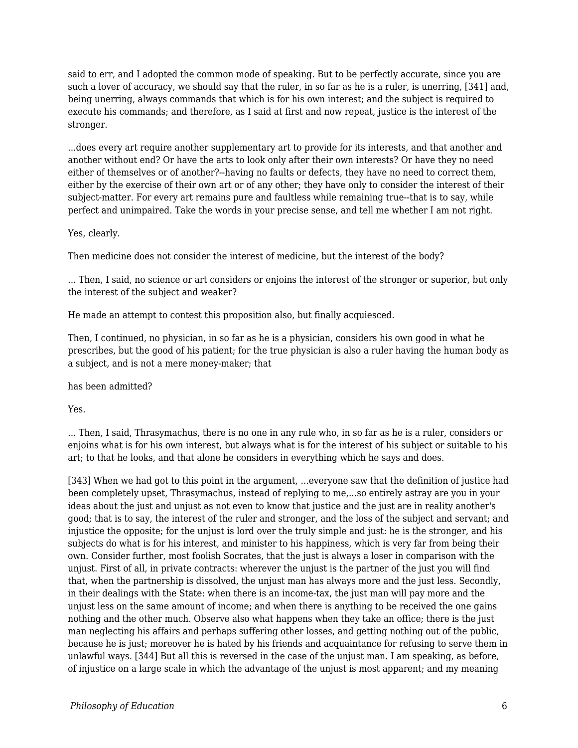said to err, and I adopted the common mode of speaking. But to be perfectly accurate, since you are such a lover of accuracy, we should say that the ruler, in so far as he is a ruler, is unerring, [341] and, being unerring, always commands that which is for his own interest; and the subject is required to execute his commands; and therefore, as I said at first and now repeat, justice is the interest of the stronger.

...does every art require another supplementary art to provide for its interests, and that another and another without end? Or have the arts to look only after their own interests? Or have they no need either of themselves or of another?--having no faults or defects, they have no need to correct them, either by the exercise of their own art or of any other; they have only to consider the interest of their subject-matter. For every art remains pure and faultless while remaining true--that is to say, while perfect and unimpaired. Take the words in your precise sense, and tell me whether I am not right.

Yes, clearly.

Then medicine does not consider the interest of medicine, but the interest of the body?

... Then, I said, no science or art considers or enjoins the interest of the stronger or superior, but only the interest of the subject and weaker?

He made an attempt to contest this proposition also, but finally acquiesced.

Then, I continued, no physician, in so far as he is a physician, considers his own good in what he prescribes, but the good of his patient; for the true physician is also a ruler having the human body as a subject, and is not a mere money-maker; that

has been admitted?

Yes.

... Then, I said, Thrasymachus, there is no one in any rule who, in so far as he is a ruler, considers or enjoins what is for his own interest, but always what is for the interest of his subject or suitable to his art; to that he looks, and that alone he considers in everything which he says and does.

[343] When we had got to this point in the argument, ...everyone saw that the definition of justice had been completely upset, Thrasymachus, instead of replying to me,...so entirely astray are you in your ideas about the just and unjust as not even to know that justice and the just are in reality another's good; that is to say, the interest of the ruler and stronger, and the loss of the subject and servant; and injustice the opposite; for the unjust is lord over the truly simple and just: he is the stronger, and his subjects do what is for his interest, and minister to his happiness, which is very far from being their own. Consider further, most foolish Socrates, that the just is always a loser in comparison with the unjust. First of all, in private contracts: wherever the unjust is the partner of the just you will find that, when the partnership is dissolved, the unjust man has always more and the just less. Secondly, in their dealings with the State: when there is an income-tax, the just man will pay more and the unjust less on the same amount of income; and when there is anything to be received the one gains nothing and the other much. Observe also what happens when they take an office; there is the just man neglecting his affairs and perhaps suffering other losses, and getting nothing out of the public, because he is just; moreover he is hated by his friends and acquaintance for refusing to serve them in unlawful ways. [344] But all this is reversed in the case of the unjust man. I am speaking, as before, of injustice on a large scale in which the advantage of the unjust is most apparent; and my meaning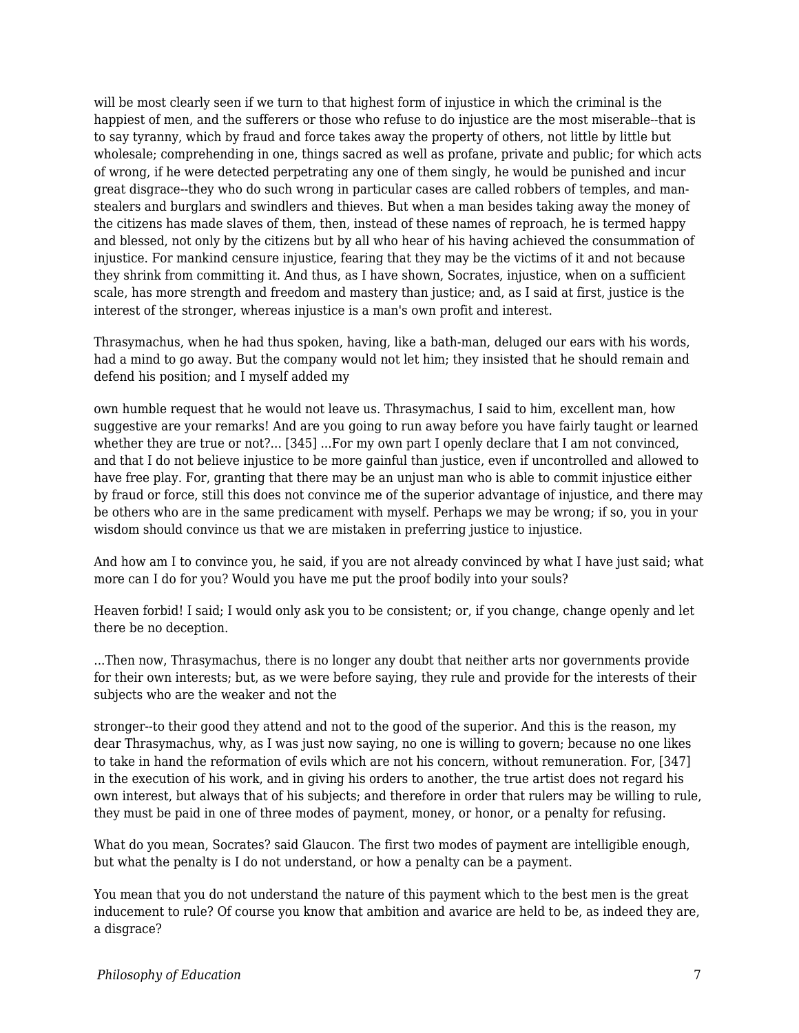will be most clearly seen if we turn to that highest form of injustice in which the criminal is the happiest of men, and the sufferers or those who refuse to do injustice are the most miserable--that is to say tyranny, which by fraud and force takes away the property of others, not little by little but wholesale; comprehending in one, things sacred as well as profane, private and public; for which acts of wrong, if he were detected perpetrating any one of them singly, he would be punished and incur great disgrace--they who do such wrong in particular cases are called robbers of temples, and man-stealers and burglars and swindlers and thieves. But when a man besides taking away the money of the citizens has made slaves of them, then, instead of these names of reproach, he is termed happy and blessed, not only by the citizens but by all who hear of his having achieved the consummation of injustice. For mankind censure injustice, fearing that they may be the victims of it and not because they shrink from committing it. And thus, as I have shown, Socrates, injustice, when on a sufficient scale, has more strength and freedom and mastery than justice; and, as I said at first, justice is the interest of the stronger, whereas injustice is a man's own profit and interest.

Thrasymachus, when he had thus spoken, having, like a bath-man, deluged our ears with his words, had a mind to go away. But the company would not let him; they insisted that he should remain and defend his position; and I myself added my

own humble request that he would not leave us. Thrasymachus, I said to him, excellent man, how suggestive are your remarks! And are you going to run away before you have fairly taught or learned whether they are true or not?... [345] ...For my own part I openly declare that I am not convinced, and that I do not believe injustice to be more gainful than justice, even if uncontrolled and allowed to have free play. For, granting that there may be an unjust man who is able to commit injustice either by fraud or force, still this does not convince me of the superior advantage of injustice, and there may be others who are in the same predicament with myself. Perhaps we may be wrong; if so, you in your wisdom should convince us that we are mistaken in preferring justice to injustice.

And how am I to convince you, he said, if you are not already convinced by what I have just said; what more can I do for you? Would you have me put the proof bodily into your souls?

Heaven forbid! I said; I would only ask you to be consistent; or, if you change, change openly and let there be no deception.

...Then now, Thrasymachus, there is no longer any doubt that neither arts nor governments provide for their own interests; but, as we were before saying, they rule and provide for the interests of their subjects who are the weaker and not the

stronger--to their good they attend and not to the good of the superior. And this is the reason, my dear Thrasymachus, why, as I was just now saying, no one is willing to govern; because no one likes to take in hand the reformation of evils which are not his concern, without remuneration. For, [347] in the execution of his work, and in giving his orders to another, the true artist does not regard his own interest, but always that of his subjects; and therefore in order that rulers may be willing to rule, they must be paid in one of three modes of payment, money, or honor, or a penalty for refusing.

What do you mean, Socrates? said Glaucon. The first two modes of payment are intelligible enough, but what the penalty is I do not understand, or how a penalty can be a payment.

You mean that you do not understand the nature of this payment which to the best men is the great inducement to rule? Of course you know that ambition and avarice are held to be, as indeed they are, a disgrace?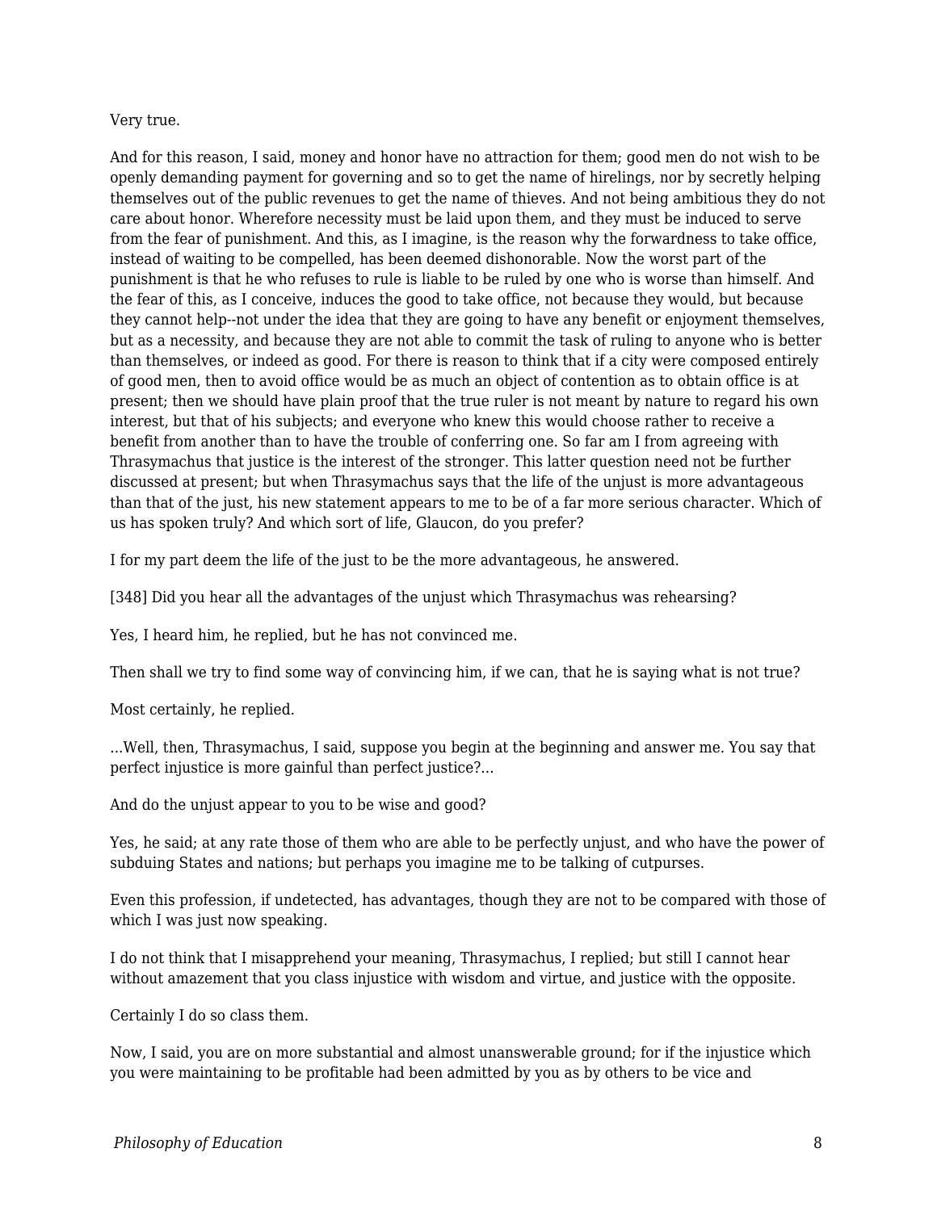Very true.

And for this reason, I said, money and honor have no attraction for them; good men do not wish to be openly demanding payment for governing and so to get the name of hirelings, nor by secretly helping themselves out of the public revenues to get the name of thieves. And not being ambitious they do not care about honor. Wherefore necessity must be laid upon them, and they must be induced to serve from the fear of punishment. And this, as I imagine, is the reason why the forwardness to take office, instead of waiting to be compelled, has been deemed dishonorable. Now the worst part of the punishment is that he who refuses to rule is liable to be ruled by one who is worse than himself. And the fear of this, as I conceive, induces the good to take office, not because they would, but because they cannot help--not under the idea that they are going to have any benefit or enjoyment themselves, but as a necessity, and because they are not able to commit the task of ruling to anyone who is better than themselves, or indeed as good. For there is reason to think that if a city were composed entirely of good men, then to avoid office would be as much an object of contention as to obtain office is at present; then we should have plain proof that the true ruler is not meant by nature to regard his own interest, but that of his subjects; and everyone who knew this would choose rather to receive a benefit from another than to have the trouble of conferring one. So far am I from agreeing with Thrasymachus that justice is the interest of the stronger. This latter question need not be further discussed at present; but when Thrasymachus says that the life of the unjust is more advantageous than that of the just, his new statement appears to me to be of a far more serious character. Which of us has spoken truly? And which sort of life, Glaucon, do you prefer?

I for my part deem the life of the just to be the more advantageous, he answered.

[348] Did you hear all the advantages of the unjust which Thrasymachus was rehearsing?

Yes, I heard him, he replied, but he has not convinced me.

Then shall we try to find some way of convincing him, if we can, that he is saying what is not true?

Most certainly, he replied.

...Well, then, Thrasymachus, I said, suppose you begin at the beginning and answer me. You say that perfect injustice is more gainful than perfect justice?...

And do the unjust appear to you to be wise and good?

Yes, he said; at any rate those of them who are able to be perfectly unjust, and who have the power of subduing States and nations; but perhaps you imagine me to be talking of cutpurses.

Even this profession, if undetected, has advantages, though they are not to be compared with those of which I was just now speaking.

I do not think that I misapprehend your meaning, Thrasymachus, I replied; but still I cannot hear without amazement that you class injustice with wisdom and virtue, and justice with the opposite.

Certainly I do so class them.

Now, I said, you are on more substantial and almost unanswerable ground; for if the injustice which you were maintaining to be profitable had been admitted by you as by others to be vice and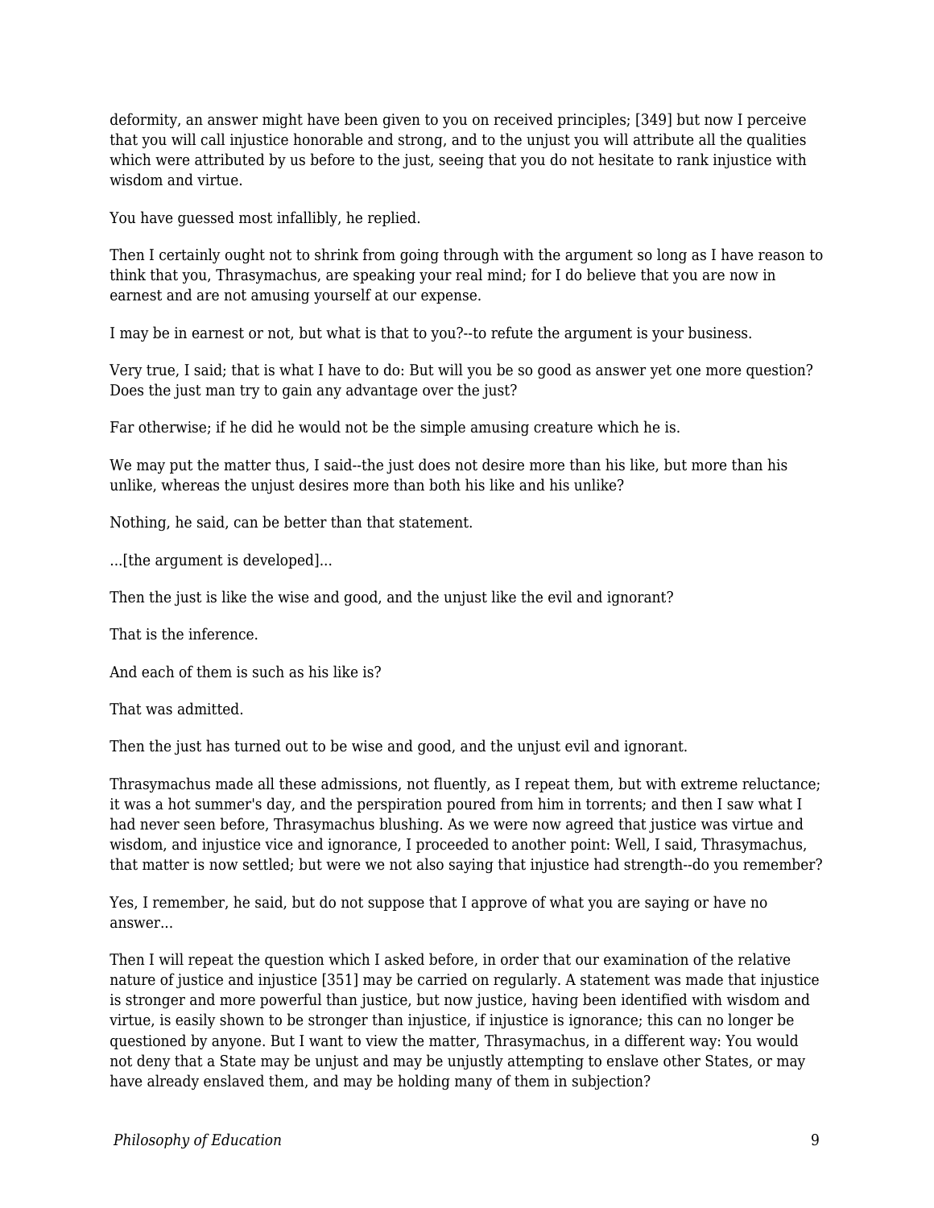deformity, an answer might have been given to you on received principles; [349] but now I perceive that you will call injustice honorable and strong, and to the unjust you will attribute all the qualities which were attributed by us before to the just, seeing that you do not hesitate to rank injustice with wisdom and virtue.

You have guessed most infallibly, he replied.

Then I certainly ought not to shrink from going through with the argument so long as I have reason to think that you, Thrasymachus, are speaking your real mind; for I do believe that you are now in earnest and are not amusing yourself at our expense.

I may be in earnest or not, but what is that to you?--to refute the argument is your business.

Very true, I said; that is what I have to do: But will you be so good as answer yet one more question? Does the just man try to gain any advantage over the just?

Far otherwise; if he did he would not be the simple amusing creature which he is.

We may put the matter thus, I said--the just does not desire more than his like, but more than his unlike, whereas the unjust desires more than both his like and his unlike?

Nothing, he said, can be better than that statement.

...[the argument is developed]...

Then the just is like the wise and good, and the unjust like the evil and ignorant?

That is the inference.

And each of them is such as his like is?

That was admitted.

Then the just has turned out to be wise and good, and the unjust evil and ignorant.

Thrasymachus made all these admissions, not fluently, as I repeat them, but with extreme reluctance; it was a hot summer's day, and the perspiration poured from him in torrents; and then I saw what I had never seen before, Thrasymachus blushing. As we were now agreed that justice was virtue and wisdom, and injustice vice and ignorance, I proceeded to another point: Well, I said, Thrasymachus, that matter is now settled; but were we not also saying that injustice had strength--do you remember?

Yes, I remember, he said, but do not suppose that I approve of what you are saying or have no answer...

Then I will repeat the question which I asked before, in order that our examination of the relative nature of justice and injustice [351] may be carried on regularly. A statement was made that injustice is stronger and more powerful than justice, but now justice, having been identified with wisdom and virtue, is easily shown to be stronger than injustice, if injustice is ignorance; this can no longer be questioned by anyone. But I want to view the matter, Thrasymachus, in a different way: You would not deny that a State may be unjust and may be unjustly attempting to enslave other States, or may have already enslaved them, and may be holding many of them in subjection?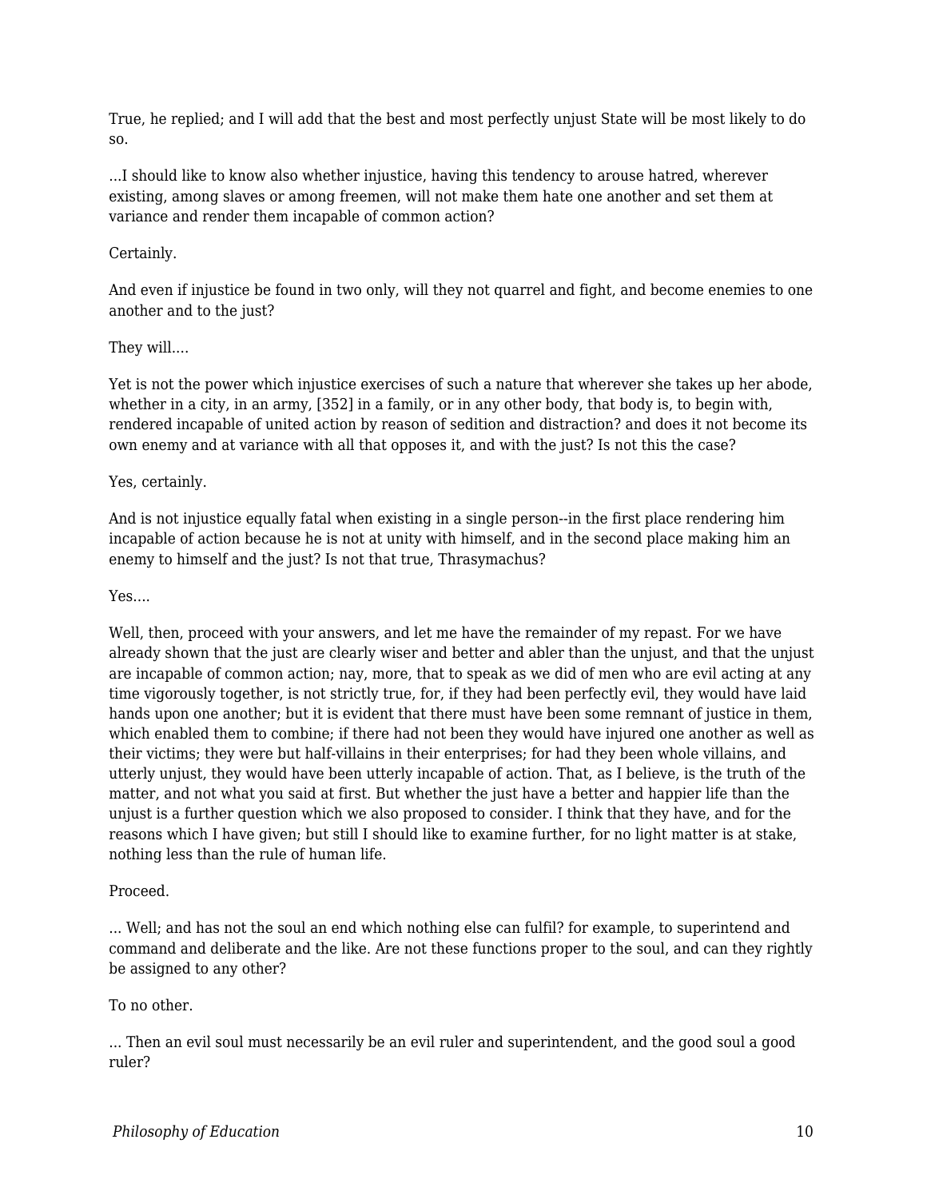True, he replied; and I will add that the best and most perfectly unjust State will be most likely to do so.

...I should like to know also whether injustice, having this tendency to arouse hatred, wherever existing, among slaves or among freemen, will not make them hate one another and set them at variance and render them incapable of common action?

Certainly.

And even if injustice be found in two only, will they not quarrel and fight, and become enemies to one another and to the just?

They will....

Yet is not the power which injustice exercises of such a nature that wherever she takes up her abode, whether in a city, in an army, [352] in a family, or in any other body, that body is, to begin with, rendered incapable of united action by reason of sedition and distraction? and does it not become its own enemy and at variance with all that opposes it, and with the just? Is not this the case?

Yes, certainly.

And is not injustice equally fatal when existing in a single person--in the first place rendering him incapable of action because he is not at unity with himself, and in the second place making him an enemy to himself and the just? Is not that true, Thrasymachus?

Yes....

Well, then, proceed with your answers, and let me have the remainder of my repast. For we have already shown that the just are clearly wiser and better and abler than the unjust, and that the unjust are incapable of common action; nay, more, that to speak as we did of men who are evil acting at any time vigorously together, is not strictly true, for, if they had been perfectly evil, they would have laid hands upon one another; but it is evident that there must have been some remnant of justice in them, which enabled them to combine; if there had not been they would have injured one another as well as their victims; they were but half-villains in their enterprises; for had they been whole villains, and utterly unjust, they would have been utterly incapable of action. That, as I believe, is the truth of the matter, and not what you said at first. But whether the just have a better and happier life than the unjust is a further question which we also proposed to consider. I think that they have, and for the reasons which I have given; but still I should like to examine further, for no light matter is at stake, nothing less than the rule of human life.

Proceed.

... Well; and has not the soul an end which nothing else can fulfil? for example, to superintend and command and deliberate and the like. Are not these functions proper to the soul, and can they rightly be assigned to any other?

To no other.

... Then an evil soul must necessarily be an evil ruler and superintendent, and the good soul a good ruler?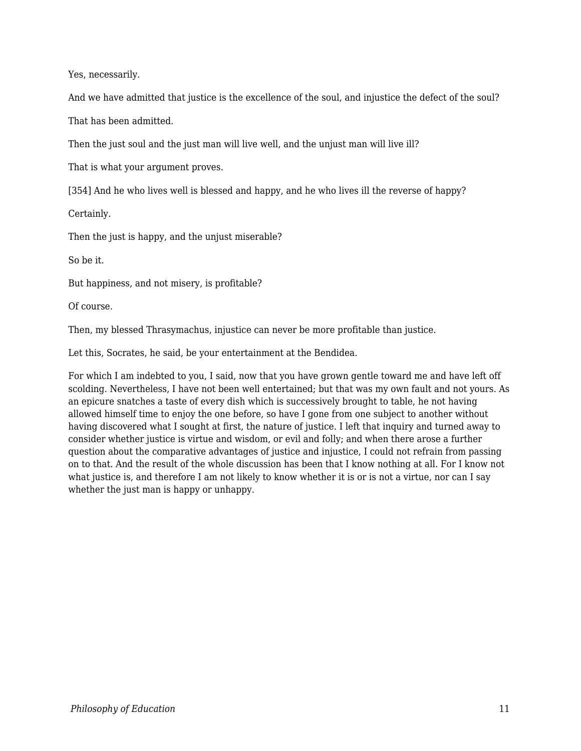Yes, necessarily.

And we have admitted that justice is the excellence of the soul, and injustice the defect of the soul?

That has been admitted.

Then the just soul and the just man will live well, and the unjust man will live ill?

That is what your argument proves.

[354] And he who lives well is blessed and happy, and he who lives ill the reverse of happy?

Certainly.

Then the just is happy, and the unjust miserable?

So be it.

But happiness, and not misery, is profitable?

Of course.

Then, my blessed Thrasymachus, injustice can never be more profitable than justice.

Let this, Socrates, he said, be your entertainment at the Bendidea.

For which I am indebted to you, I said, now that you have grown gentle toward me and have left off scolding. Nevertheless, I have not been well entertained; but that was my own fault and not yours. As an epicure snatches a taste of every dish which is successively brought to table, he not having allowed himself time to enjoy the one before, so have I gone from one subject to another without having discovered what I sought at first, the nature of justice. I left that inquiry and turned away to consider whether justice is virtue and wisdom, or evil and folly; and when there arose a further question about the comparative advantages of justice and injustice, I could not refrain from passing on to that. And the result of the whole discussion has been that I know nothing at all. For I know not what justice is, and therefore I am not likely to know whether it is or is not a virtue, nor can I say whether the just man is happy or unhappy.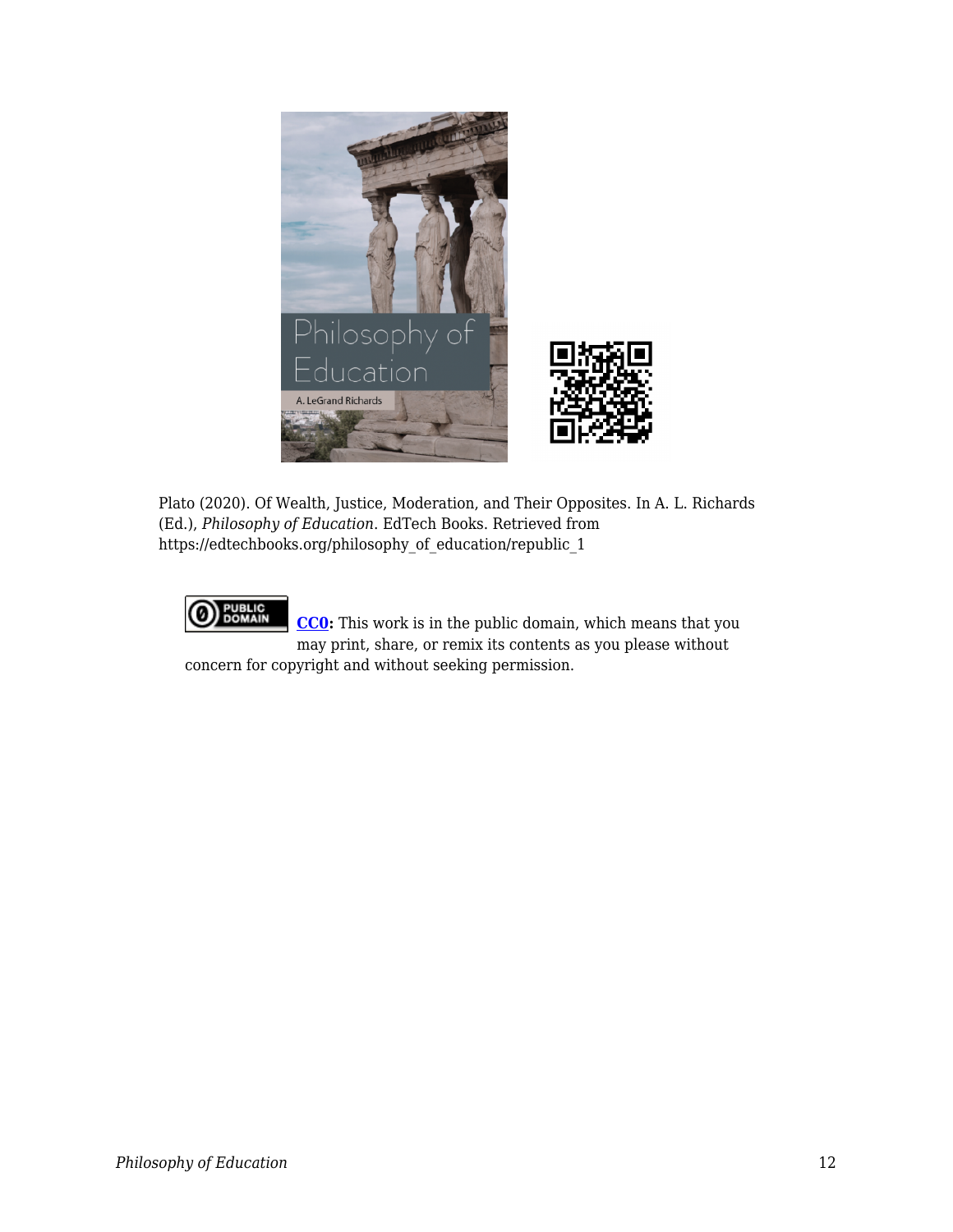Plato (2020). Of Wealth, Justice, Moderation, and Their Opposites. In A. L. Richards (Ed.), *Philosophy of Education*. EdTech Books. Retrieved from https://edtechbooks.org/philosophy_of_education/republic_1

**CC0:** This work is in the public domain, which means that you may print, share, or remix its contents as you please without concern for copyright and without seeking permission.